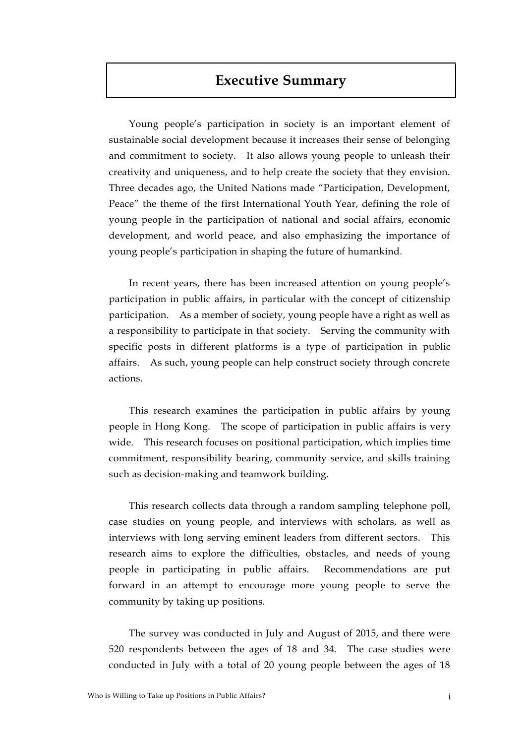# Executive Summary

Young people's participation in society is an important element of sustainable social development because it increases their sense of belonging and commitment to society. It also allows young people to unleash their creativity and uniqueness, and to help create the society that they envision. Three decades ago, the United Nations made "Participation, Development, Peace" the theme of the first International Youth Year, defining the role of young people in the participation of national and social affairs, economic development, and world peace, and also emphasizing the importance of young people's participation in shaping the future of humankind.

In recent years, there has been increased attention on young people's participation in public affairs, in particular with the concept of citizenship participation. As a member of society, young people have a right as well as a responsibility to participate in that society. Serving the community with specific posts in different platforms is a type of participation in public affairs. As such, young people can help construct society through concrete actions.

This research examines the participation in public affairs by young people in Hong Kong. The scope of participation in public affairs is very wide. This research focuses on positional participation, which implies time commitment, responsibility bearing, community service, and skills training such as decision-making and teamwork building.

This research collects data through a random sampling telephone poll, case studies on young people, and interviews with scholars, as well as interviews with long serving eminent leaders from different sectors. This research aims to explore the difficulties, obstacles, and needs of young people in participating in public affairs. Recommendations are put forward in an attempt to encourage more young people to serve the community by taking up positions.

The survey was conducted in July and August of 2015, and there were 520 respondents between the ages of 18 and 34. The case studies were conducted in July with a total of 20 young people between the ages of 18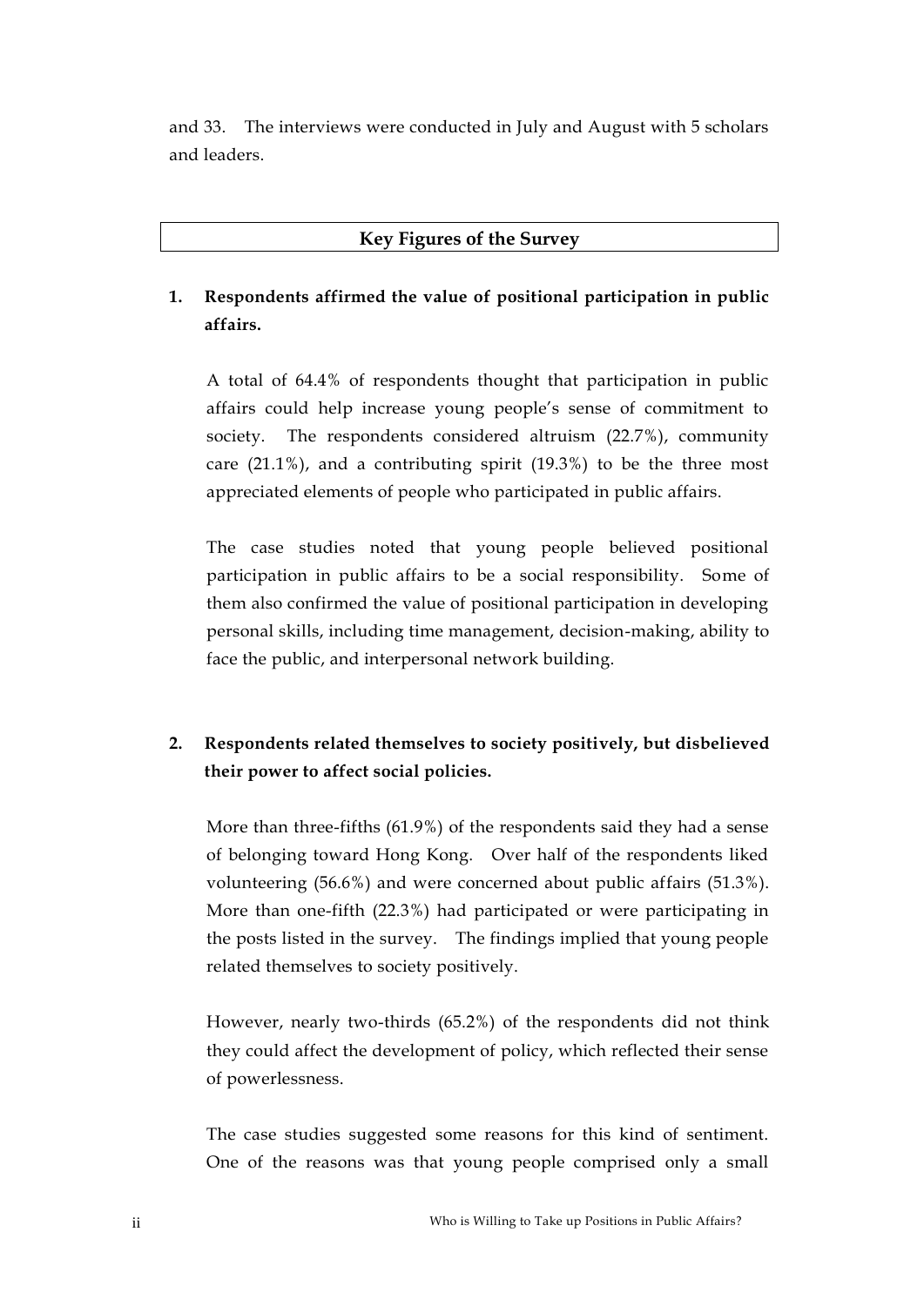and 33. The interviews were conducted in July and August with 5 scholars and leaders.

## Key Figures of the Survey

**1. Respondents affirmed the value of positional participation in public affairs.**

A total of 64.4% of respondents thought that participation in public affairs could help increase young people's sense of commitment to society. The respondents considered altruism (22.7%), community care (21.1%), and a contributing spirit (19.3%) to be the three most appreciated elements of people who participated in public affairs.

The case studies noted that young people believed positional participation in public affairs to be a social responsibility. Some of them also confirmed the value of positional participation in developing personal skills, including time management, decision-making, ability to face the public, and interpersonal network building.

**2. Respondents related themselves to society positively, but disbelieved their power to affect social policies.**

More than three-fifths (61.9%) of the respondents said they had a sense of belonging toward Hong Kong. Over half of the respondents liked volunteering (56.6%) and were concerned about public affairs (51.3%). More than one-fifth (22.3%) had participated or were participating in the posts listed in the survey. The findings implied that young people related themselves to society positively.

However, nearly two-thirds (65.2%) of the respondents did not think they could affect the development of policy, which reflected their sense of powerlessness.

The case studies suggested some reasons for this kind of sentiment. One of the reasons was that young people comprised only a small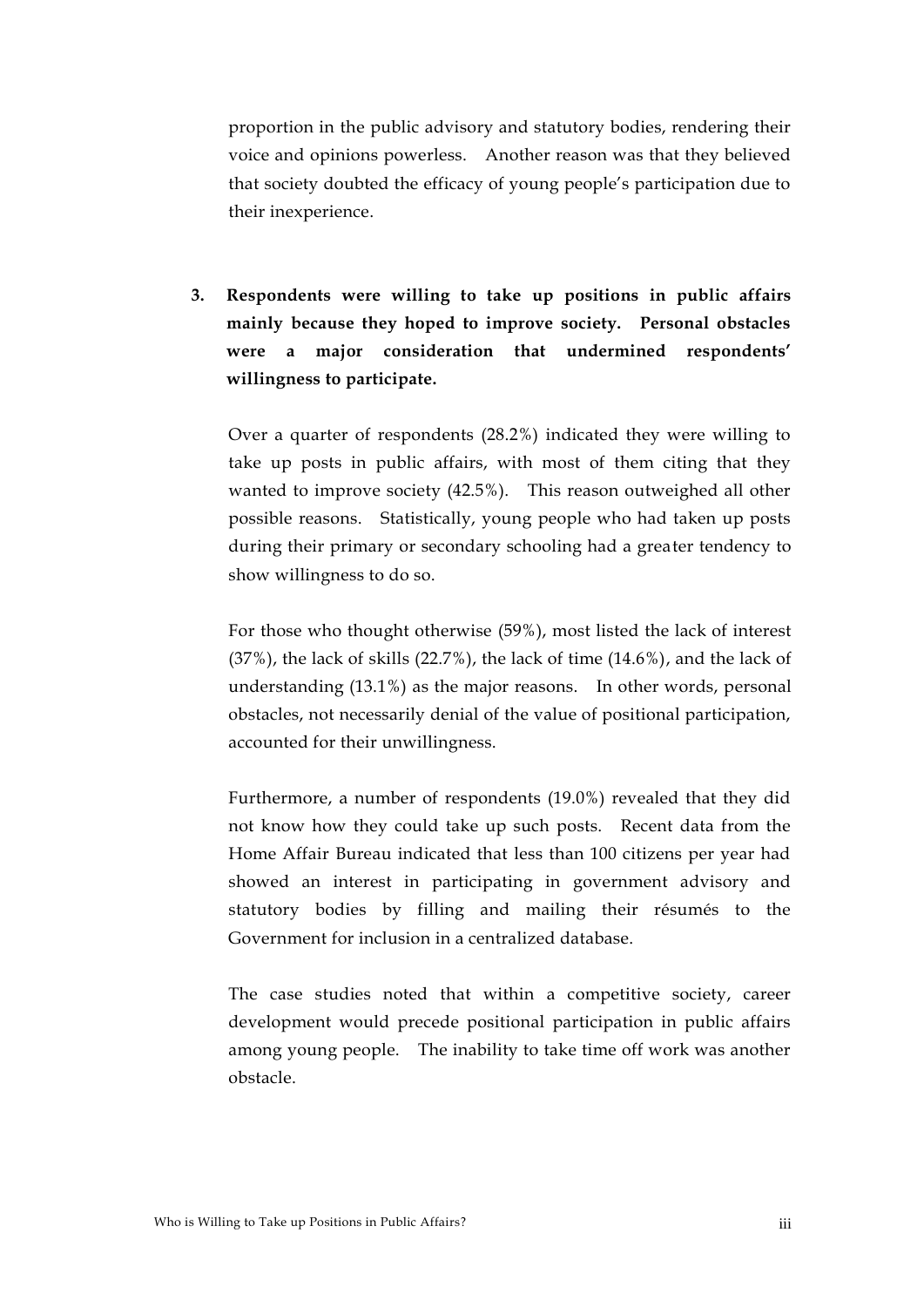proportion in the public advisory and statutory bodies, rendering their voice and opinions powerless. Another reason was that they believed that society doubted the efficacy of young people's participation due to their inexperience.

3. **Respondents were willing to take up positions in public affairs mainly because they hoped to improve society. Personal obstacles were a major consideration that undermined respondents' willingness to participate.**

Over a quarter of respondents (28.2%) indicated they were willing to take up posts in public affairs, with most of them citing that they wanted to improve society (42.5%). This reason outweighed all other possible reasons. Statistically, young people who had taken up posts during their primary or secondary schooling had a greater tendency to show willingness to do so.

For those who thought otherwise (59%), most listed the lack of interest (37%), the lack of skills (22.7%), the lack of time (14.6%), and the lack of understanding (13.1%) as the major reasons. In other words, personal obstacles, not necessarily denial of the value of positional participation, accounted for their unwillingness.

Furthermore, a number of respondents (19.0%) revealed that they did not know how they could take up such posts. Recent data from the Home Affair Bureau indicated that less than 100 citizens per year had showed an interest in participating in government advisory and statutory bodies by filling and mailing their résumés to the Government for inclusion in a centralized database.

The case studies noted that within a competitive society, career development would precede positional participation in public affairs among young people. The inability to take time off work was another obstacle.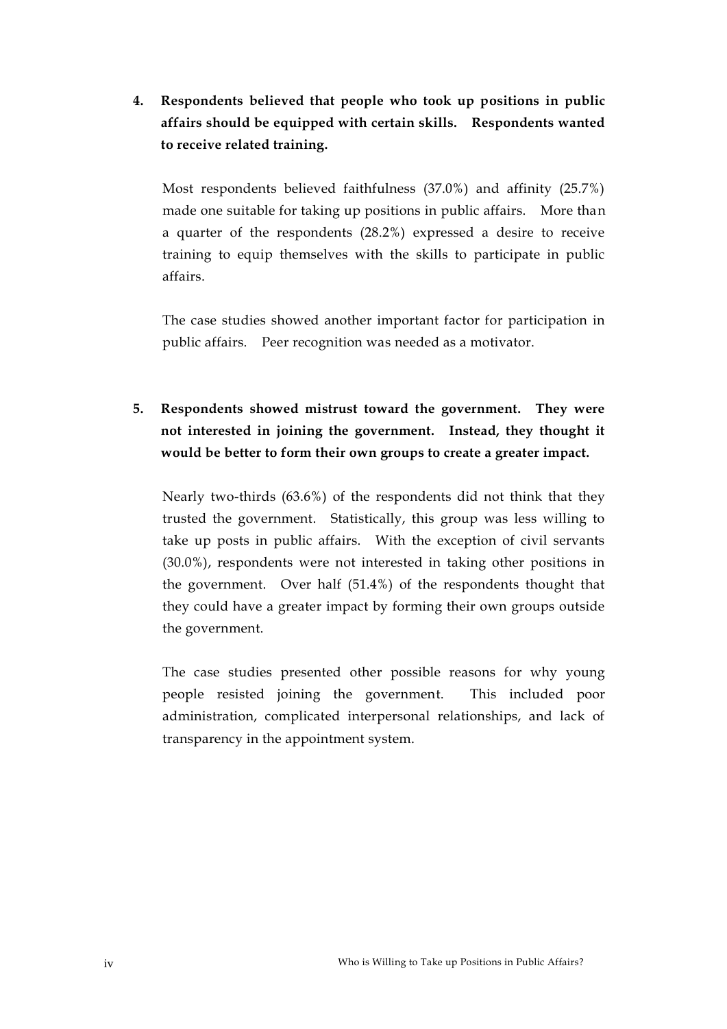**4. Respondents believed that people who took up positions in public affairs should be equipped with certain skills. Respondents wanted to receive related training.**

Most respondents believed faithfulness (37.0%) and affinity (25.7%) made one suitable for taking up positions in public affairs. More than a quarter of the respondents (28.2%) expressed a desire to receive training to equip themselves with the skills to participate in public affairs.

The case studies showed another important factor for participation in public affairs. Peer recognition was needed as a motivator.

**5. Respondents showed mistrust toward the government. They were not interested in joining the government. Instead, they thought it would be better to form their own groups to create a greater impact.**

Nearly two-thirds (63.6%) of the respondents did not think that they trusted the government. Statistically, this group was less willing to take up posts in public affairs. With the exception of civil servants (30.0%), respondents were not interested in taking other positions in the government. Over half (51.4%) of the respondents thought that they could have a greater impact by forming their own groups outside the government.

The case studies presented other possible reasons for why young people resisted joining the government. This included poor administration, complicated interpersonal relationships, and lack of transparency in the appointment system.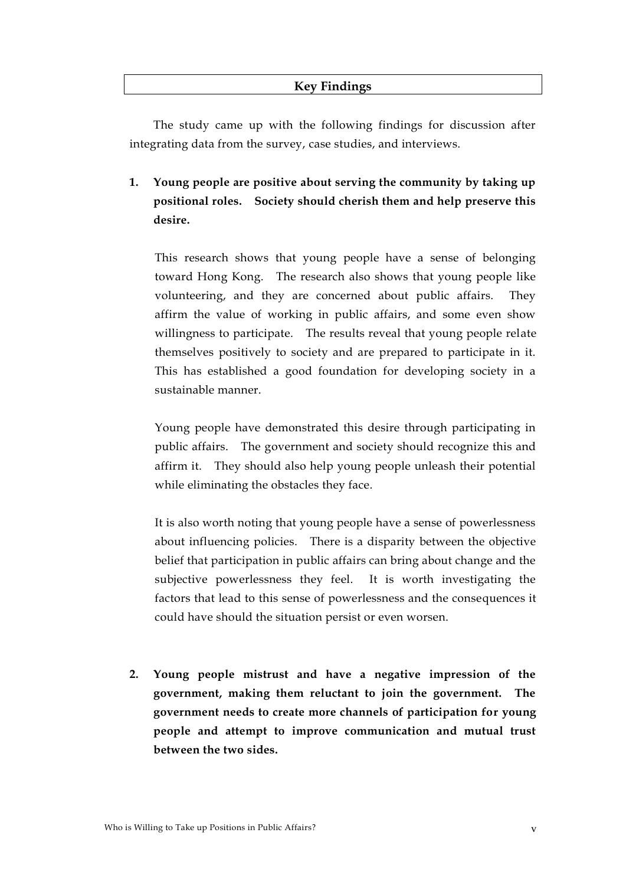## Key Findings

The study came up with the following findings for discussion after integrating data from the survey, case studies, and interviews.

1. **Young people are positive about serving the community by taking up positional roles. Society should cherish them and help preserve this desire.**

   This research shows that young people have a sense of belonging toward Hong Kong. The research also shows that young people like volunteering, and they are concerned about public affairs. They affirm the value of working in public affairs, and some even show willingness to participate. The results reveal that young people relate themselves positively to society and are prepared to participate in it. This has established a good foundation for developing society in a sustainable manner.

   Young people have demonstrated this desire through participating in public affairs. The government and society should recognize this and affirm it. They should also help young people unleash their potential while eliminating the obstacles they face.

   It is also worth noting that young people have a sense of powerlessness about influencing policies. There is a disparity between the objective belief that participation in public affairs can bring about change and the subjective powerlessness they feel. It is worth investigating the factors that lead to this sense of powerlessness and the consequences it could have should the situation persist or even worsen.

2. **Young people mistrust and have a negative impression of the government, making them reluctant to join the government. The government needs to create more channels of participation for young people and attempt to improve communication and mutual trust between the two sides.**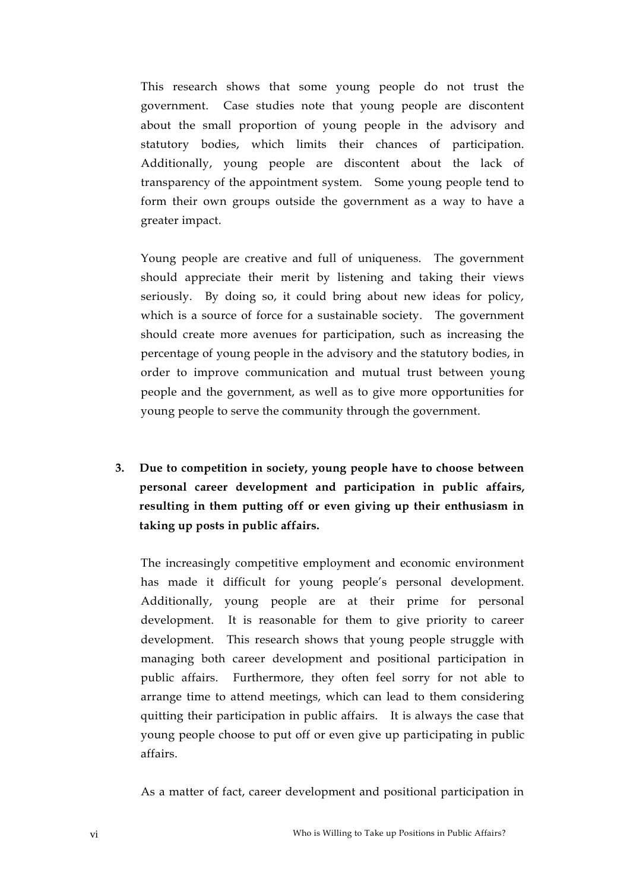This research shows that some young people do not trust the government. Case studies note that young people are discontent about the small proportion of young people in the advisory and statutory bodies, which limits their chances of participation. Additionally, young people are discontent about the lack of transparency of the appointment system. Some young people tend to form their own groups outside the government as a way to have a greater impact.

Young people are creative and full of uniqueness. The government should appreciate their merit by listening and taking their views seriously. By doing so, it could bring about new ideas for policy, which is a source of force for a sustainable society. The government should create more avenues for participation, such as increasing the percentage of young people in the advisory and the statutory bodies, in order to improve communication and mutual trust between young people and the government, as well as to give more opportunities for young people to serve the community through the government.

**3. Due to competition in society, young people have to choose between personal career development and participation in public affairs, resulting in them putting off or even giving up their enthusiasm in taking up posts in public affairs.**

The increasingly competitive employment and economic environment has made it difficult for young people's personal development. Additionally, young people are at their prime for personal development. It is reasonable for them to give priority to career development. This research shows that young people struggle with managing both career development and positional participation in public affairs. Furthermore, they often feel sorry for not able to arrange time to attend meetings, which can lead to them considering quitting their participation in public affairs. It is always the case that young people choose to put off or even give up participating in public affairs.

As a matter of fact, career development and positional participation in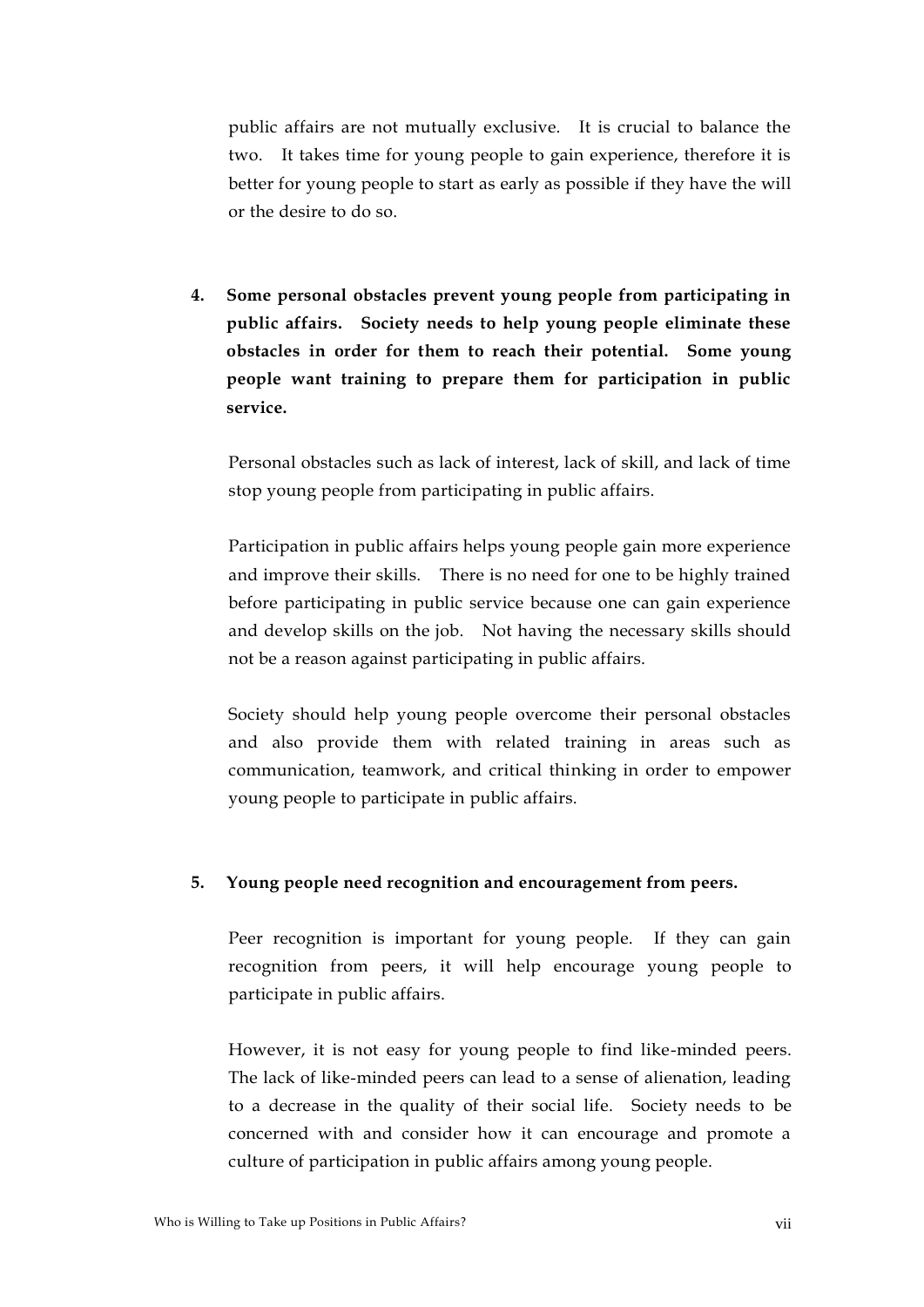public affairs are not mutually exclusive. It is crucial to balance the two. It takes time for young people to gain experience, therefore it is better for young people to start as early as possible if they have the will or the desire to do so.

**4. Some personal obstacles prevent young people from participating in public affairs. Society needs to help young people eliminate these obstacles in order for them to reach their potential. Some young people want training to prepare them for participation in public service.**

Personal obstacles such as lack of interest, lack of skill, and lack of time stop young people from participating in public affairs.

Participation in public affairs helps young people gain more experience and improve their skills. There is no need for one to be highly trained before participating in public service because one can gain experience and develop skills on the job. Not having the necessary skills should not be a reason against participating in public affairs.

Society should help young people overcome their personal obstacles and also provide them with related training in areas such as communication, teamwork, and critical thinking in order to empower young people to participate in public affairs.

**5. Young people need recognition and encouragement from peers.**

Peer recognition is important for young people. If they can gain recognition from peers, it will help encourage young people to participate in public affairs.

However, it is not easy for young people to find like-minded peers. The lack of like-minded peers can lead to a sense of alienation, leading to a decrease in the quality of their social life. Society needs to be concerned with and consider how it can encourage and promote a culture of participation in public affairs among young people.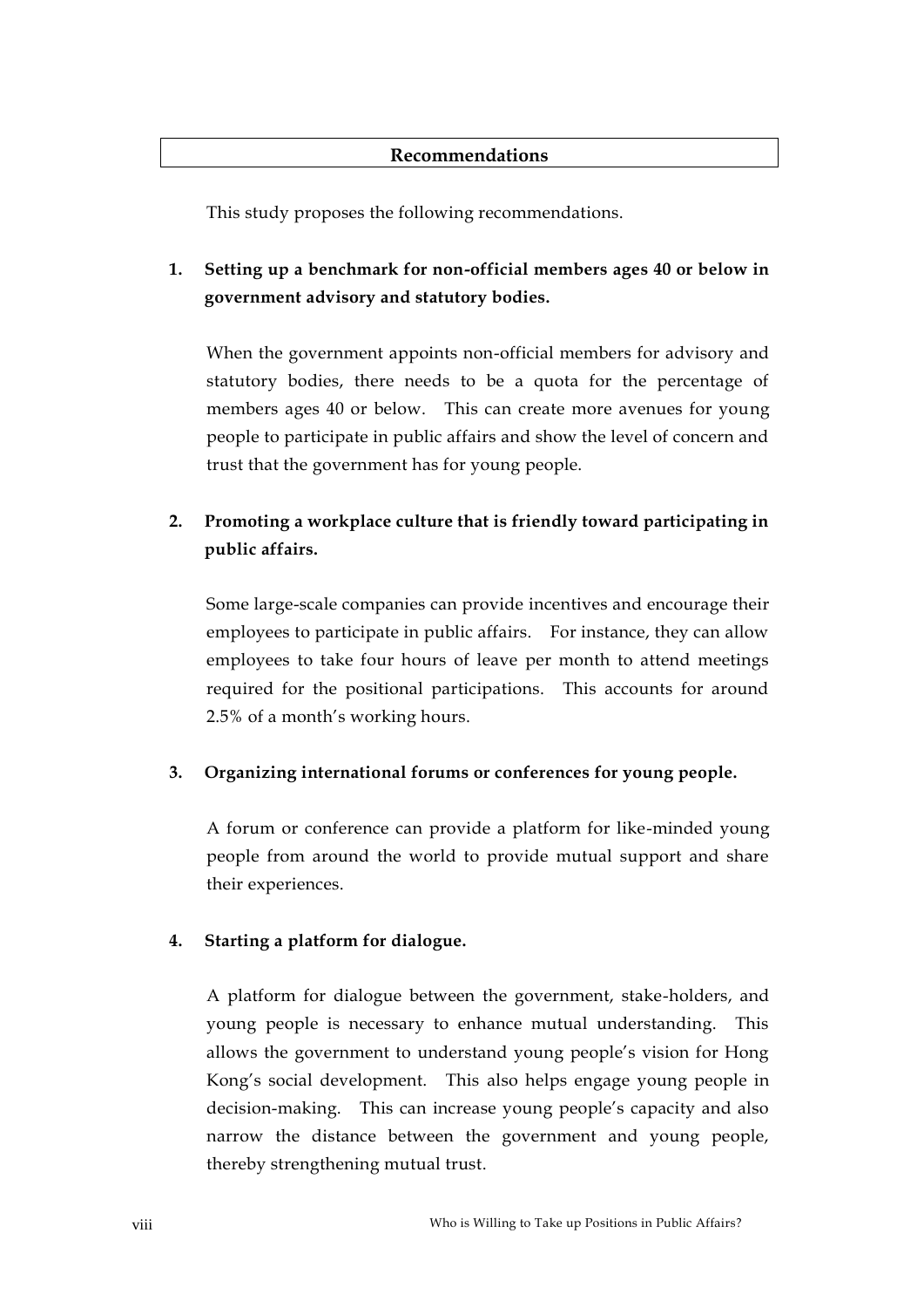## Recommendations

This study proposes the following recommendations.

1. **Setting up a benchmark for non-official members ages 40 or below in government advisory and statutory bodies.**

   When the government appoints non-official members for advisory and statutory bodies, there needs to be a quota for the percentage of members ages 40 or below. This can create more avenues for young people to participate in public affairs and show the level of concern and trust that the government has for young people.

2. **Promoting a workplace culture that is friendly toward participating in public affairs.**

   Some large-scale companies can provide incentives and encourage their employees to participate in public affairs. For instance, they can allow employees to take four hours of leave per month to attend meetings required for the positional participations. This accounts for around 2.5% of a month's working hours.

3. **Organizing international forums or conferences for young people.**

   A forum or conference can provide a platform for like-minded young people from around the world to provide mutual support and share their experiences.

4. **Starting a platform for dialogue.**

   A platform for dialogue between the government, stake-holders, and young people is necessary to enhance mutual understanding. This allows the government to understand young people's vision for Hong Kong's social development. This also helps engage young people in decision-making. This can increase young people's capacity and also narrow the distance between the government and young people, thereby strengthening mutual trust.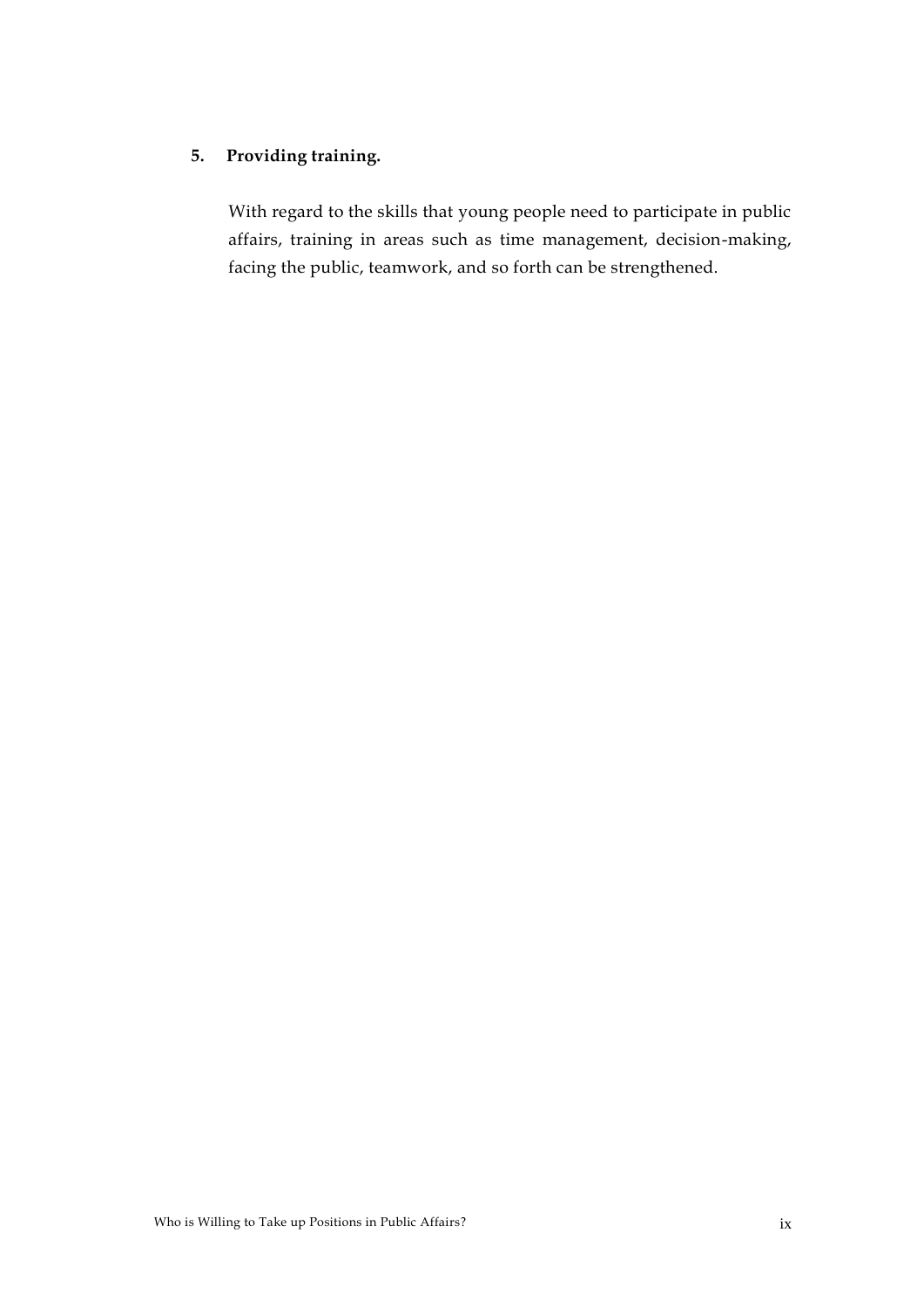**5. Providing training.**

With regard to the skills that young people need to participate in public affairs, training in areas such as time management, decision-making, facing the public, teamwork, and so forth can be strengthened.